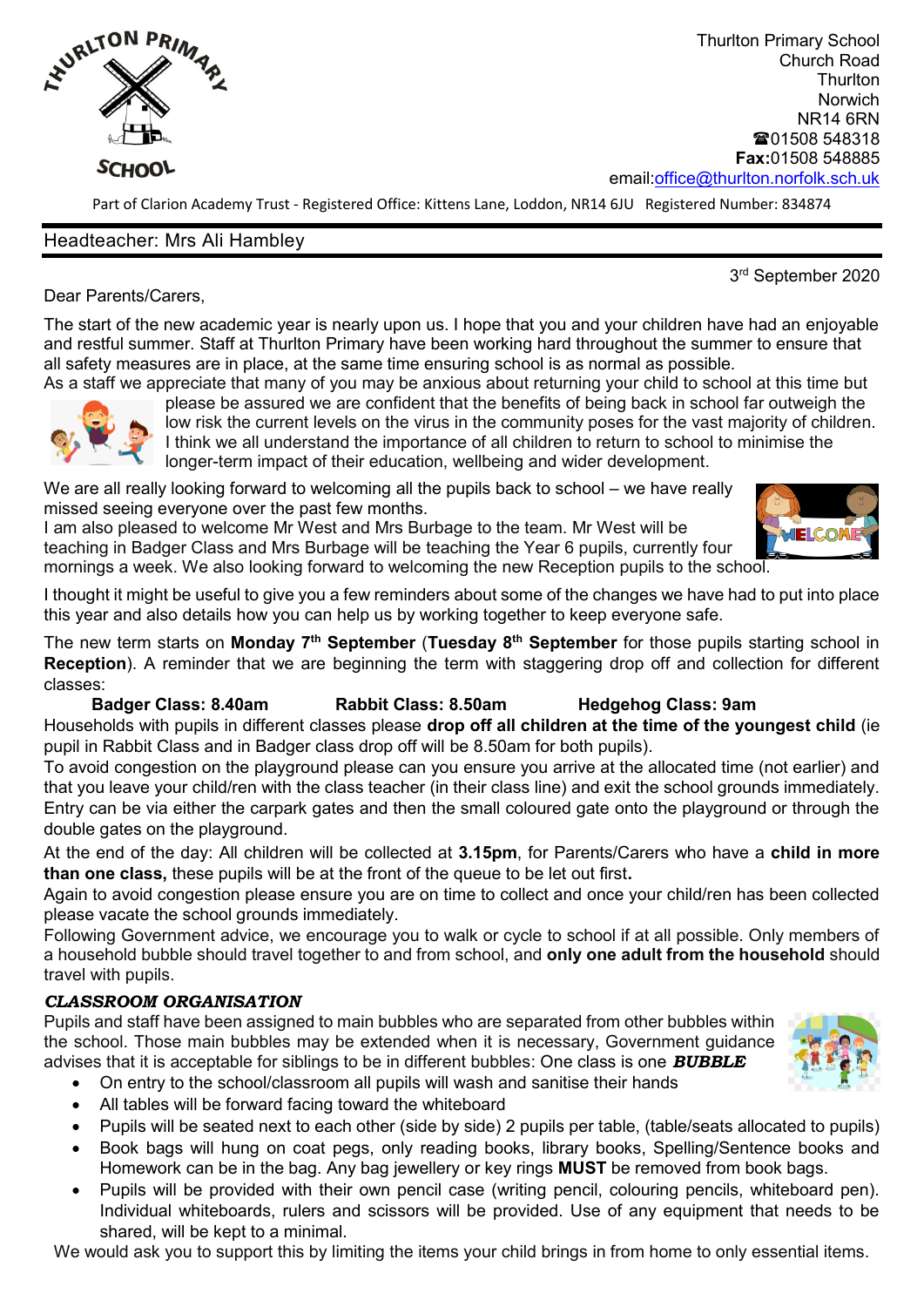Thurlton Primary School
Church Road
Thurlton
Norwich
NR14 6RN
☎01508 548318
**Fax:**01508 548885
email:office@thurlton.norfolk.sch.uk

Part of Clarion Academy Trust - Registered Office: Kittens Lane, Loddon, NR14 6JU Registered Number: 834874

Headteacher: Mrs Ali Hambley

3rd September 2020

Dear Parents/Carers,

The start of the new academic year is nearly upon us. I hope that you and your children have had an enjoyable and restful summer. Staff at Thurlton Primary have been working hard throughout the summer to ensure that all safety measures are in place, at the same time ensuring school is as normal as possible.
As a staff we appreciate that many of you may be anxious about returning your child to school at this time but please be assured we are confident that the benefits of being back in school far outweigh the low risk the current levels on the virus in the community poses for the vast majority of children. I think we all understand the importance of all children to return to school to minimise the longer-term impact of their education, wellbeing and wider development.

We are all really looking forward to welcoming all the pupils back to school – we have really missed seeing everyone over the past few months.
I am also pleased to welcome Mr West and Mrs Burbage to the team. Mr West will be teaching in Badger Class and Mrs Burbage will be teaching the Year 6 pupils, currently four mornings a week. We also looking forward to welcoming the new Reception pupils to the school.

I thought it might be useful to give you a few reminders about some of the changes we have had to put into place this year and also details how you can help us by working together to keep everyone safe.

The new term starts on **Monday 7th September** (**Tuesday 8th September** for those pupils starting school in **Reception**). A reminder that we are beginning the term with staggering drop off and collection for different classes:

**Badger Class: 8.40am** **Rabbit Class: 8.50am** **Hedgehog Class: 9am**

Households with pupils in different classes please **drop off all children at the time of the youngest child** (ie pupil in Rabbit Class and in Badger class drop off will be 8.50am for both pupils).
To avoid congestion on the playground please can you ensure you arrive at the allocated time (not earlier) and that you leave your child/ren with the class teacher (in their class line) and exit the school grounds immediately. Entry can be via either the carpark gates and then the small coloured gate onto the playground or through the double gates on the playground.
At the end of the day: All children will be collected at **3.15pm**, for Parents/Carers who have a **child in more than one class,** these pupils will be at the front of the queue to be let out first**.**
Again to avoid congestion please ensure you are on time to collect and once your child/ren has been collected please vacate the school grounds immediately.
Following Government advice, we encourage you to walk or cycle to school if at all possible. Only members of a household bubble should travel together to and from school, and **only one adult from the household** should travel with pupils.

***CLASSROOM ORGANISATION***

Pupils and staff have been assigned to main bubbles who are separated from other bubbles within the school. Those main bubbles may be extended when it is necessary, Government guidance advises that it is acceptable for siblings to be in different bubbles: One class is one ***BUBBLE***

- On entry to the school/classroom all pupils will wash and sanitise their hands
- All tables will be forward facing toward the whiteboard
- Pupils will be seated next to each other (side by side) 2 pupils per table, (table/seats allocated to pupils)
- Book bags will hung on coat pegs, only reading books, library books, Spelling/Sentence books and Homework can be in the bag. Any bag jewellery or key rings **MUST** be removed from book bags.
- Pupils will be provided with their own pencil case (writing pencil, colouring pencils, whiteboard pen). Individual whiteboards, rulers and scissors will be provided. Use of any equipment that needs to be shared, will be kept to a minimal.

We would ask you to support this by limiting the items your child brings in from home to only essential items.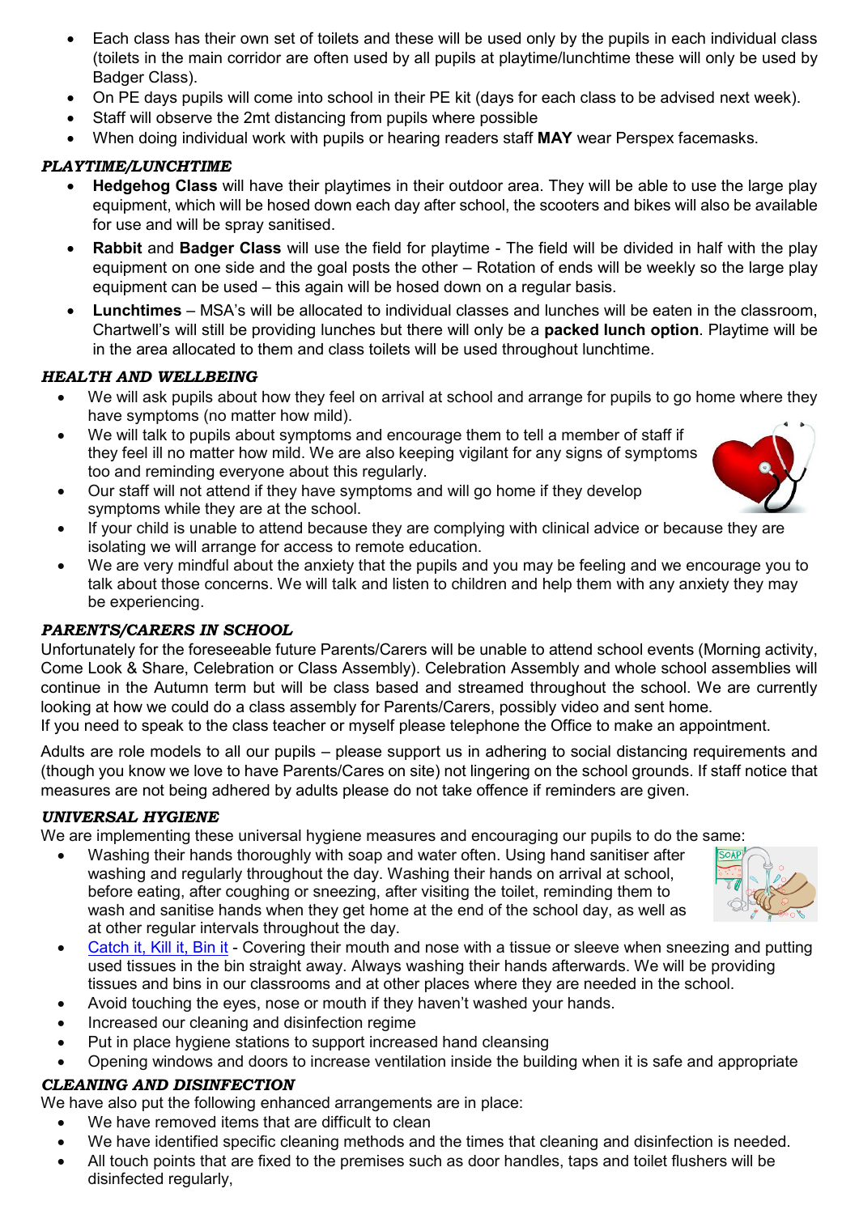- Each class has their own set of toilets and these will be used only by the pupils in each individual class (toilets in the main corridor are often used by all pupils at playtime/lunchtime these will only be used by Badger Class).
- On PE days pupils will come into school in their PE kit (days for each class to be advised next week).
- Staff will observe the 2mt distancing from pupils where possible
- When doing individual work with pupils or hearing readers staff **MAY** wear Perspex facemasks.

***PLAYTIME/LUNCHTIME***

- **Hedgehog Class** will have their playtimes in their outdoor area. They will be able to use the large play equipment, which will be hosed down each day after school, the scooters and bikes will also be available for use and will be spray sanitised.
- **Rabbit** and **Badger Class** will use the field for playtime - The field will be divided in half with the play equipment on one side and the goal posts the other – Rotation of ends will be weekly so the large play equipment can be used – this again will be hosed down on a regular basis.
- **Lunchtimes** – MSA's will be allocated to individual classes and lunches will be eaten in the classroom, Chartwell's will still be providing lunches but there will only be a **packed lunch option**. Playtime will be in the area allocated to them and class toilets will be used throughout lunchtime.

***HEALTH AND WELLBEING***

- We will ask pupils about how they feel on arrival at school and arrange for pupils to go home where they have symptoms (no matter how mild).
- We will talk to pupils about symptoms and encourage them to tell a member of staff if they feel ill no matter how mild. We are also keeping vigilant for any signs of symptoms too and reminding everyone about this regularly.
- Our staff will not attend if they have symptoms and will go home if they develop symptoms while they are at the school.
- If your child is unable to attend because they are complying with clinical advice or because they are isolating we will arrange for access to remote education.
- We are very mindful about the anxiety that the pupils and you may be feeling and we encourage you to talk about those concerns. We will talk and listen to children and help them with any anxiety they may be experiencing.

***PARENTS/CARERS IN SCHOOL***

Unfortunately for the foreseeable future Parents/Carers will be unable to attend school events (Morning activity, Come Look & Share, Celebration or Class Assembly). Celebration Assembly and whole school assemblies will continue in the Autumn term but will be class based and streamed throughout the school. We are currently looking at how we could do a class assembly for Parents/Carers, possibly video and sent home.
If you need to speak to the class teacher or myself please telephone the Office to make an appointment.

Adults are role models to all our pupils – please support us in adhering to social distancing requirements and (though you know we love to have Parents/Cares on site) not lingering on the school grounds. If staff notice that measures are not being adhered by adults please do not take offence if reminders are given.

***UNIVERSAL HYGIENE***

We are implementing these universal hygiene measures and encouraging our pupils to do the same:

- Washing their hands thoroughly with soap and water often. Using hand sanitiser after washing and regularly throughout the day. Washing their hands on arrival at school, before eating, after coughing or sneezing, after visiting the toilet, reminding them to wash and sanitise hands when they get home at the end of the school day, as well as at other regular intervals throughout the day.
- Catch it, Kill it, Bin it - Covering their mouth and nose with a tissue or sleeve when sneezing and putting used tissues in the bin straight away. Always washing their hands afterwards. We will be providing tissues and bins in our classrooms and at other places where they are needed in the school.
- Avoid touching the eyes, nose or mouth if they haven't washed your hands.
- Increased our cleaning and disinfection regime
- Put in place hygiene stations to support increased hand cleansing
- Opening windows and doors to increase ventilation inside the building when it is safe and appropriate

***CLEANING AND DISINFECTION***

We have also put the following enhanced arrangements are in place:

- We have removed items that are difficult to clean
- We have identified specific cleaning methods and the times that cleaning and disinfection is needed.
- All touch points that are fixed to the premises such as door handles, taps and toilet flushers will be disinfected regularly,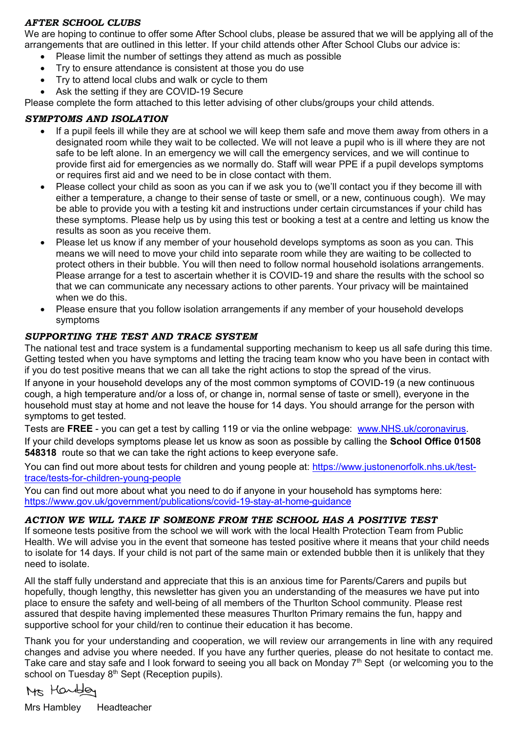### *AFTER SCHOOL CLUBS*

We are hoping to continue to offer some After School clubs, please be assured that we will be applying all of the arrangements that are outlined in this letter. If your child attends other After School Clubs our advice is:

- Please limit the number of settings they attend as much as possible
- Try to ensure attendance is consistent at those you do use
- Try to attend local clubs and walk or cycle to them
- Ask the setting if they are COVID-19 Secure

Please complete the form attached to this letter advising of other clubs/groups your child attends.

### *SYMPTOMS AND ISOLATION*

- If a pupil feels ill while they are at school we will keep them safe and move them away from others in a designated room while they wait to be collected. We will not leave a pupil who is ill where they are not safe to be left alone. In an emergency we will call the emergency services, and we will continue to provide first aid for emergencies as we normally do. Staff will wear PPE if a pupil develops symptoms or requires first aid and we need to be in close contact with them.
- Please collect your child as soon as you can if we ask you to (we'll contact you if they become ill with either a temperature, a change to their sense of taste or smell, or a new, continuous cough). We may be able to provide you with a testing kit and instructions under certain circumstances if your child has these symptoms. Please help us by using this test or booking a test at a centre and letting us know the results as soon as you receive them.
- Please let us know if any member of your household develops symptoms as soon as you can. This means we will need to move your child into separate room while they are waiting to be collected to protect others in their bubble. You will then need to follow normal household isolations arrangements. Please arrange for a test to ascertain whether it is COVID-19 and share the results with the school so that we can communicate any necessary actions to other parents. Your privacy will be maintained when we do this.
- Please ensure that you follow isolation arrangements if any member of your household develops symptoms

### *SUPPORTING THE TEST AND TRACE SYSTEM*

The national test and trace system is a fundamental supporting mechanism to keep us all safe during this time. Getting tested when you have symptoms and letting the tracing team know who you have been in contact with if you do test positive means that we can all take the right actions to stop the spread of the virus.

If anyone in your household develops any of the most common symptoms of COVID-19 (a new continuous cough, a high temperature and/or a loss of, or change in, normal sense of taste or smell), everyone in the household must stay at home and not leave the house for 14 days. You should arrange for the person with symptoms to get tested.

Tests are **FREE** - you can get a test by calling 119 or via the online webpage: www.NHS.uk/coronavirus.

If your child develops symptoms please let us know as soon as possible by calling the **School Office 01508 548318** route so that we can take the right actions to keep everyone safe.

You can find out more about tests for children and young people at: https://www.justonenorfolk.nhs.uk/test-trace/tests-for-children-young-people

You can find out more about what you need to do if anyone in your household has symptoms here: https://www.gov.uk/government/publications/covid-19-stay-at-home-guidance

### *ACTION WE WILL TAKE IF SOMEONE FROM THE SCHOOL HAS A POSITIVE TEST*

If someone tests positive from the school we will work with the local Health Protection Team from Public Health. We will advise you in the event that someone has tested positive where it means that your child needs to isolate for 14 days. If your child is not part of the same main or extended bubble then it is unlikely that they need to isolate.

All the staff fully understand and appreciate that this is an anxious time for Parents/Carers and pupils but hopefully, though lengthy, this newsletter has given you an understanding of the measures we have put into place to ensure the safety and well-being of all members of the Thurlton School community. Please rest assured that despite having implemented these measures Thurlton Primary remains the fun, happy and supportive school for your child/ren to continue their education it has become.

Thank you for your understanding and cooperation, we will review our arrangements in line with any required changes and advise you where needed. If you have any further queries, please do not hesitate to contact me. Take care and stay safe and I look forward to seeing you all back on Monday 7th Sept (or welcoming you to the school on Tuesday 8th Sept (Reception pupils).

Mrs Hambley

Mrs Hambley Headteacher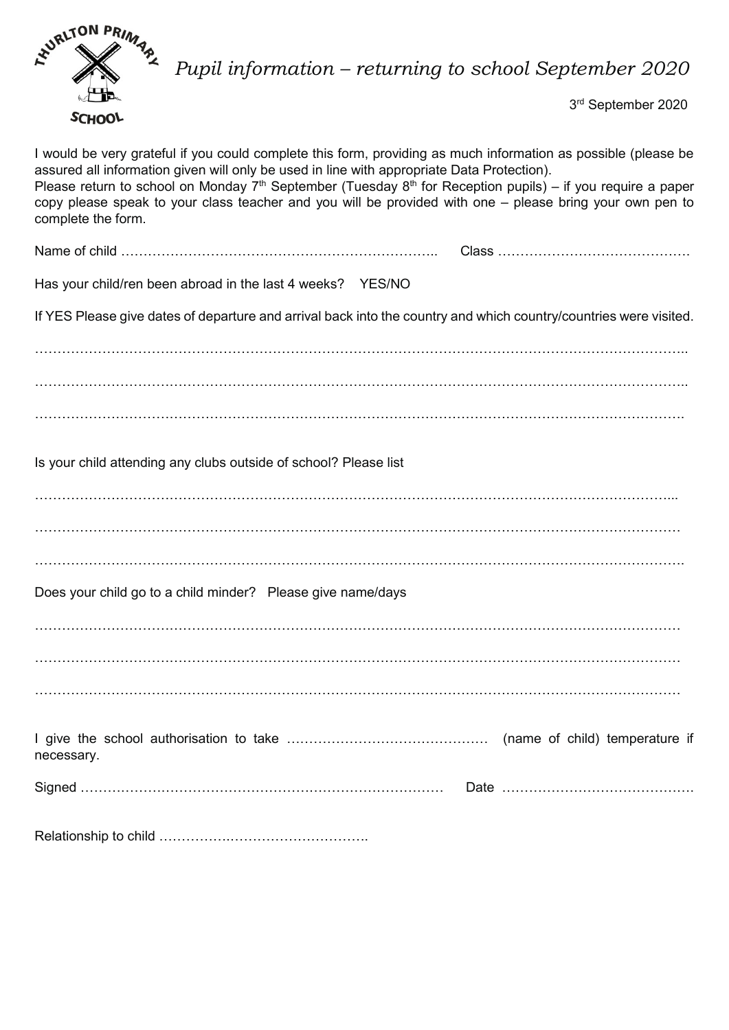THURLTON PRIMARY SCHOOL

# *Pupil information – returning to school September 2020*

3rd September 2020

I would be very grateful if you could complete this form, providing as much information as possible (please be assured all information given will only be used in line with appropriate Data Protection).
Please return to school on Monday 7th September (Tuesday 8th for Reception pupils) – if you require a paper copy please speak to your class teacher and you will be provided with one – please bring your own pen to complete the form.

Name of child …………………………………………………………….. Class …………………………………….

Has your child/ren been abroad in the last 4 weeks? YES/NO

If YES Please give dates of departure and arrival back into the country and which country/countries were visited.

……………………………………………………………………………………………………………………………..

……………………………………………………………………………………………………………………………..

……………………………………………………………………………………………………………………………..

Is your child attending any clubs outside of school? Please list

……………………………………………………………………………………………………………………………..

……………………………………………………………………………………………………………………………..

……………………………………………………………………………………………………………………………..

Does your child go to a child minder? Please give name/days

……………………………………………………………………………………………………………………………..

……………………………………………………………………………………………………………………………..

……………………………………………………………………………………………………………………………..

I give the school authorisation to take ……………………………………… (name of child) temperature if necessary.

Signed ……………………………………………………………………… Date …………………………………….

Relationship to child ………………………………………….